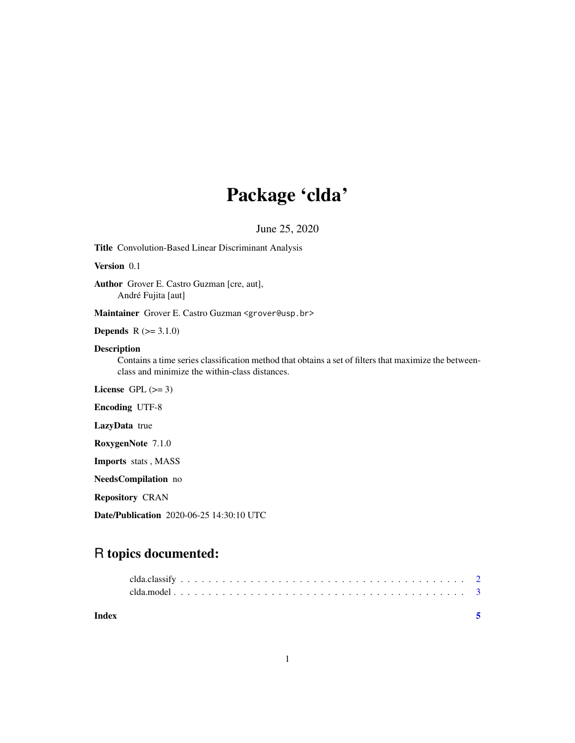# Package 'clda'

June 25, 2020

**Title** Convolution-Based Linear Discriminant Analysis

**Version** 0.1

**Author** Grover E. Castro Guzman [cre, aut], André Fujita [aut]

**Maintainer** Grover E. Castro Guzman <grover@usp.br>

**Depends** R (>= 3.1.0)

**Description** Contains a time series classification method that obtains a set of filters that maximize the between-class and minimize the within-class distances.

**License** GPL (>= 3)

**Encoding** UTF-8

**LazyData** true

**RoxygenNote** 7.1.0

**Imports** stats , MASS

**NeedsCompilation** no

**Repository** CRAN

**Date/Publication** 2020-06-25 14:30:10 UTC

## R topics documented:

- clda.classify . . . . . . . . . . . . . . . . . . . . . . . . . . . . . . . . . . . . . . . . 2
- clda.model . . . . . . . . . . . . . . . . . . . . . . . . . . . . . . . . . . . . . . . . . 3

**Index** 5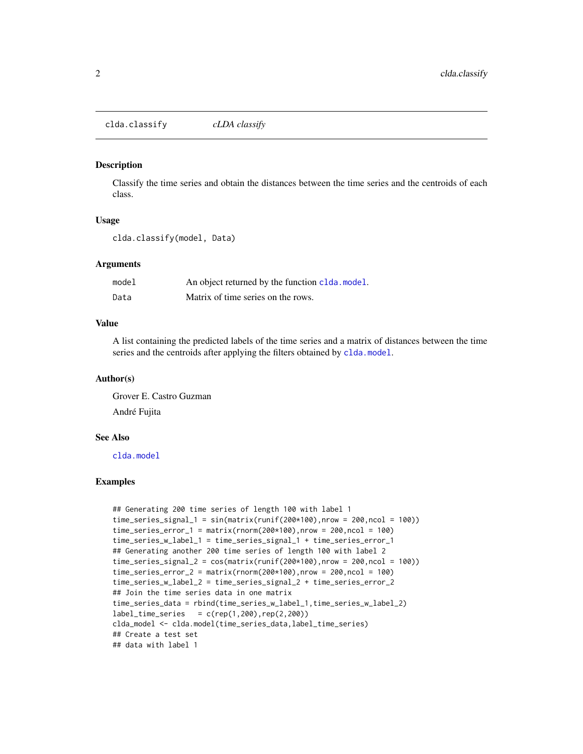## clda.classify — *cLDA classify*

### Description

Classify the time series and obtain the distances between the time series and the centroids of each class.

### Usage

```
clda.classify(model, Data)
```

### Arguments

| | |
|---|---|
| model | An object returned by the function `clda.model`. |
| Data | Matrix of time series on the rows. |

### Value

A list containing the predicted labels of the time series and a matrix of distances between the time series and the centroids after applying the filters obtained by `clda.model`.

### Author(s)

Grover E. Castro Guzman

André Fujita

### See Also

`clda.model`

### Examples

```
## Generating 200 time series of length 100 with label 1
time_series_signal_1 = sin(matrix(runif(200*100),nrow = 200,ncol = 100))
time_series_error_1 = matrix(rnorm(200*100),nrow = 200,ncol = 100)
time_series_w_label_1 = time_series_signal_1 + time_series_error_1
## Generating another 200 time series of length 100 with label 2
time_series_signal_2 = cos(matrix(runif(200*100),nrow = 200,ncol = 100))
time_series_error_2 = matrix(rnorm(200*100),nrow = 200,ncol = 100)
time_series_w_label_2 = time_series_signal_2 + time_series_error_2
## Join the time series data in one matrix
time_series_data = rbind(time_series_w_label_1,time_series_w_label_2)
label_time_series   = c(rep(1,200),rep(2,200))
clda_model <- clda.model(time_series_data,label_time_series)
## Create a test set
## data with label 1
```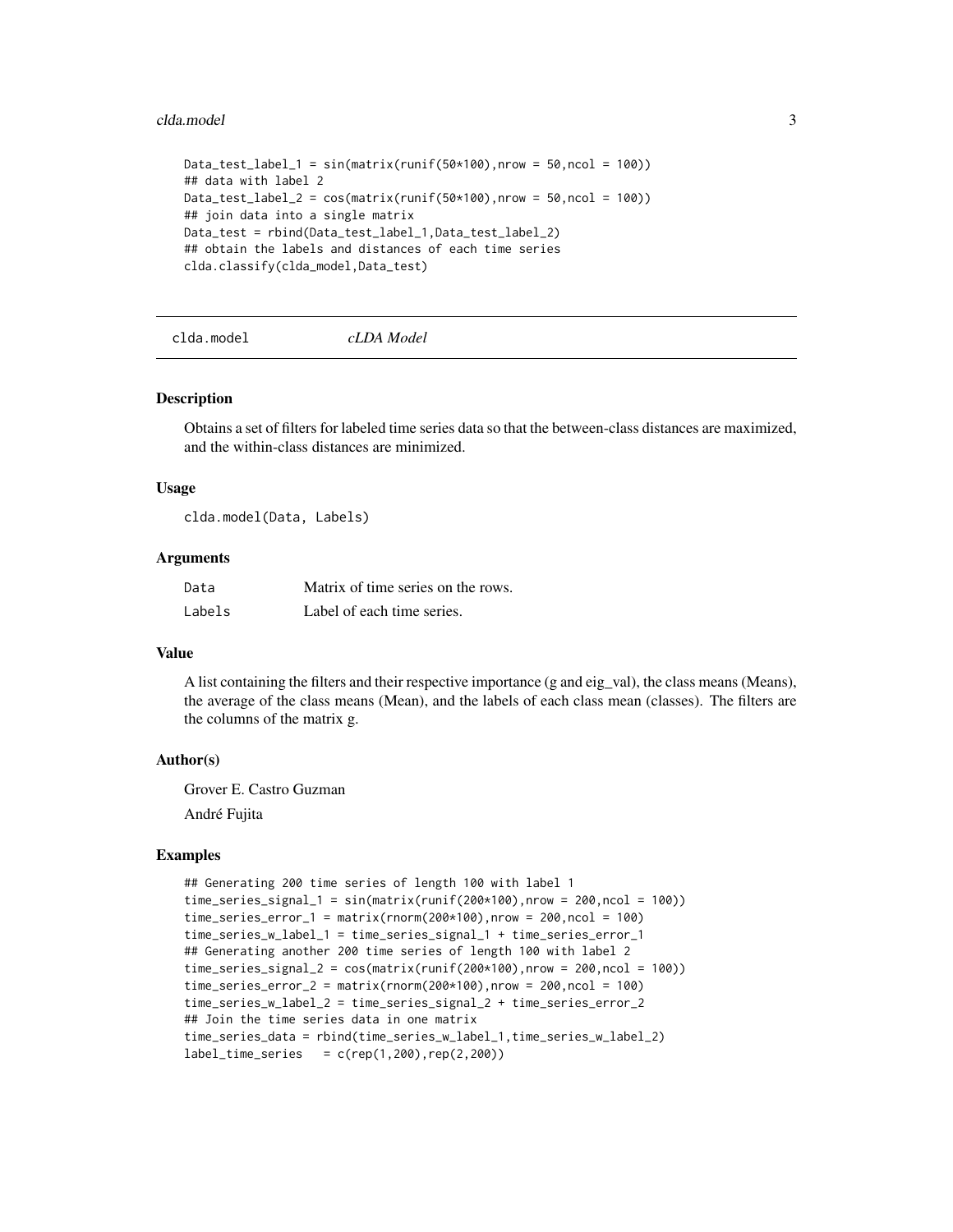```
Data_test_label_1 = sin(matrix(runif(50*100),nrow = 50,ncol = 100))
## data with label 2
Data_test_label_2 = cos(matrix(runif(50*100),nrow = 50,ncol = 100))
## join data into a single matrix
Data_test = rbind(Data_test_label_1,Data_test_label_2)
## obtain the labels and distances of each time series
clda.classify(clda_model,Data_test)
```

## clda.model *cLDA Model*

### Description

Obtains a set of filters for labeled time series data so that the between-class distances are maximized, and the within-class distances are minimized.

### Usage

```
clda.model(Data, Labels)
```

### Arguments

| | |
|---|---|
| Data | Matrix of time series on the rows. |
| Labels | Label of each time series. |

### Value

A list containing the filters and their respective importance (g and eig_val), the class means (Means), the average of the class means (Mean), and the labels of each class mean (classes). The filters are the columns of the matrix g.

### Author(s)

Grover E. Castro Guzman

André Fujita

### Examples

```
## Generating 200 time series of length 100 with label 1
time_series_signal_1 = sin(matrix(runif(200*100),nrow = 200,ncol = 100))
time_series_error_1 = matrix(rnorm(200*100),nrow = 200,ncol = 100)
time_series_w_label_1 = time_series_signal_1 + time_series_error_1
## Generating another 200 time series of length 100 with label 2
time_series_signal_2 = cos(matrix(runif(200*100),nrow = 200,ncol = 100))
time_series_error_2 = matrix(rnorm(200*100),nrow = 200,ncol = 100)
time_series_w_label_2 = time_series_signal_2 + time_series_error_2
## Join the time series data in one matrix
time_series_data = rbind(time_series_w_label_1,time_series_w_label_2)
label_time_series   = c(rep(1,200),rep(2,200))
```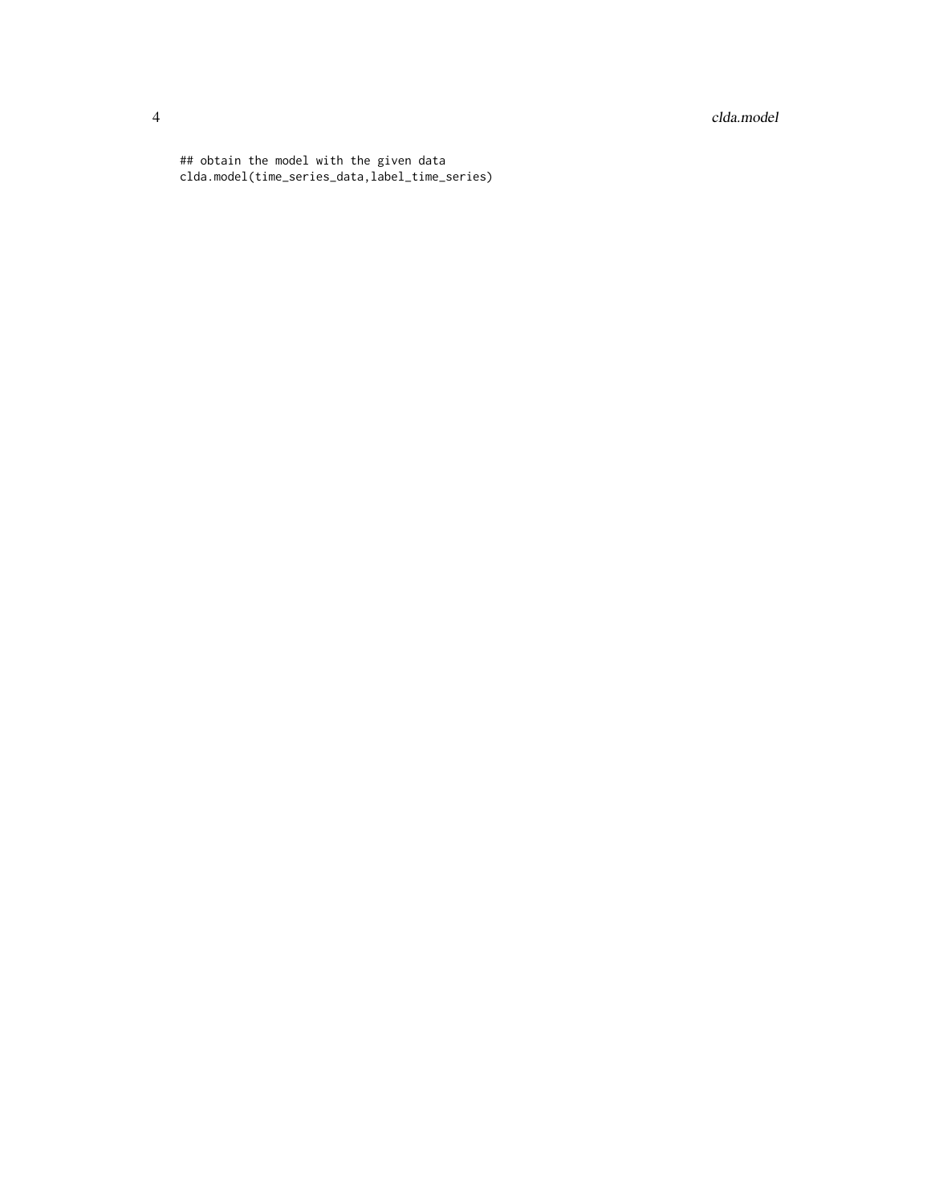```
## obtain the model with the given data
clda.model(time_series_data,label_time_series)
```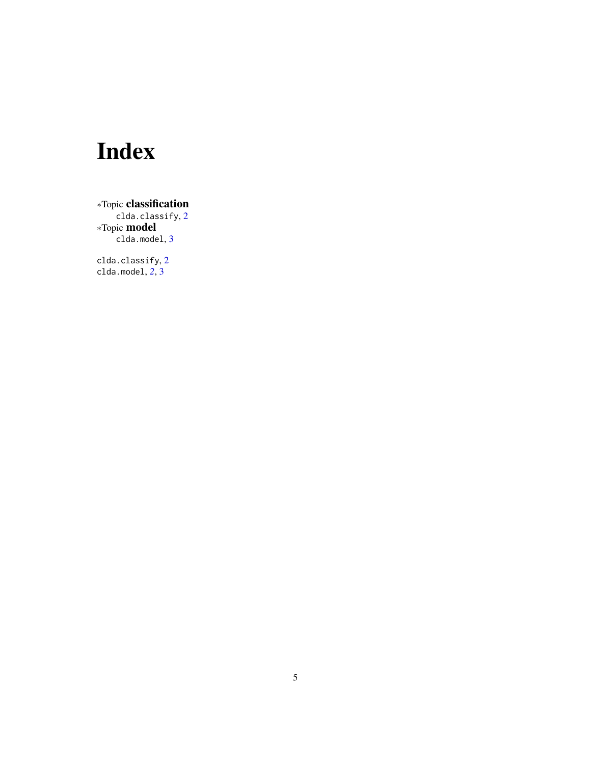# Index

∗Topic **classification**
  `clda.classify`, 2
∗Topic **model**
  `clda.model`, 3

`clda.classify`, 2
`clda.model`, *2*, 3